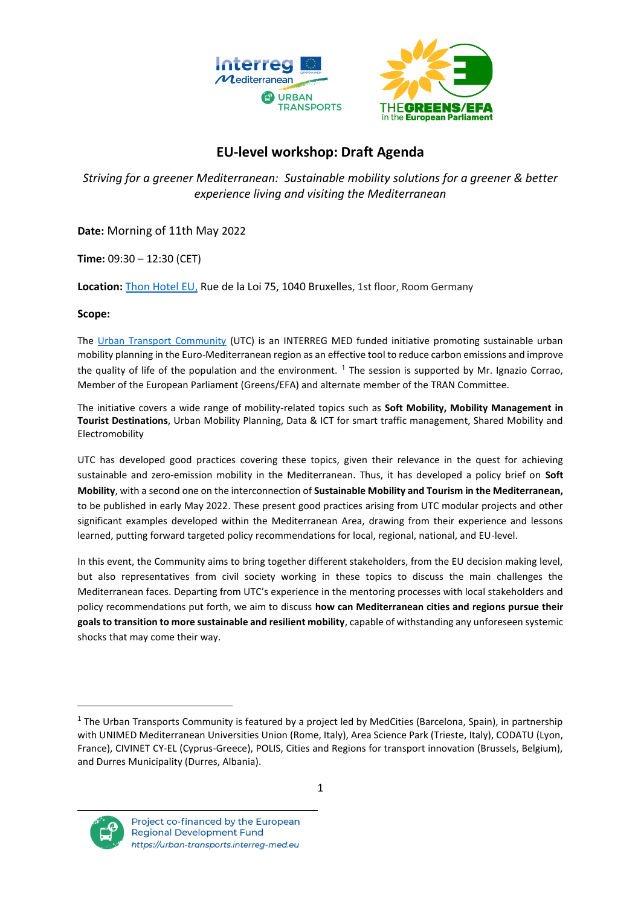# EU-level workshop: Draft Agenda

*Striving for a greener Mediterranean: Sustainable mobility solutions for a greener & better experience living and visiting the Mediterranean*

**Date:** Morning of 11th May 2022

**Time:** 09:30 – 12:30 (CET)

**Location:** Thon Hotel EU, Rue de la Loi 75, 1040 Bruxelles, 1st floor, Room Germany

**Scope:**

The Urban Transport Community (UTC) is an INTERREG MED funded initiative promoting sustainable urban mobility planning in the Euro-Mediterranean region as an effective tool to reduce carbon emissions and improve the quality of life of the population and the environment. [1] The session is supported by Mr. Ignazio Corrao, Member of the European Parliament (Greens/EFA) and alternate member of the TRAN Committee.

The initiative covers a wide range of mobility-related topics such as **Soft Mobility, Mobility Management in Tourist Destinations**, Urban Mobility Planning, Data & ICT for smart traffic management, Shared Mobility and Electromobility

UTC has developed good practices covering these topics, given their relevance in the quest for achieving sustainable and zero-emission mobility in the Mediterranean. Thus, it has developed a policy brief on **Soft Mobility**, with a second one on the interconnection of **Sustainable Mobility and Tourism in the Mediterranean,** to be published in early May 2022. These present good practices arising from UTC modular projects and other significant examples developed within the Mediterranean Area, drawing from their experience and lessons learned, putting forward targeted policy recommendations for local, regional, national, and EU-level.

In this event, the Community aims to bring together different stakeholders, from the EU decision making level, but also representatives from civil society working in these topics to discuss the main challenges the Mediterranean faces. Departing from UTC's experience in the mentoring processes with local stakeholders and policy recommendations put forth, we aim to discuss **how can Mediterranean cities and regions pursue their goals to transition to more sustainable and resilient mobility**, capable of withstanding any unforeseen systemic shocks that may come their way.

---

[1] The Urban Transports Community is featured by a project led by MedCities (Barcelona, Spain), in partnership with UNIMED Mediterranean Universities Union (Rome, Italy), Area Science Park (Trieste, Italy), CODATU (Lyon, France), CIVINET CY-EL (Cyprus-Greece), POLIS, Cities and Regions for transport innovation (Brussels, Belgium), and Durres Municipality (Durres, Albania).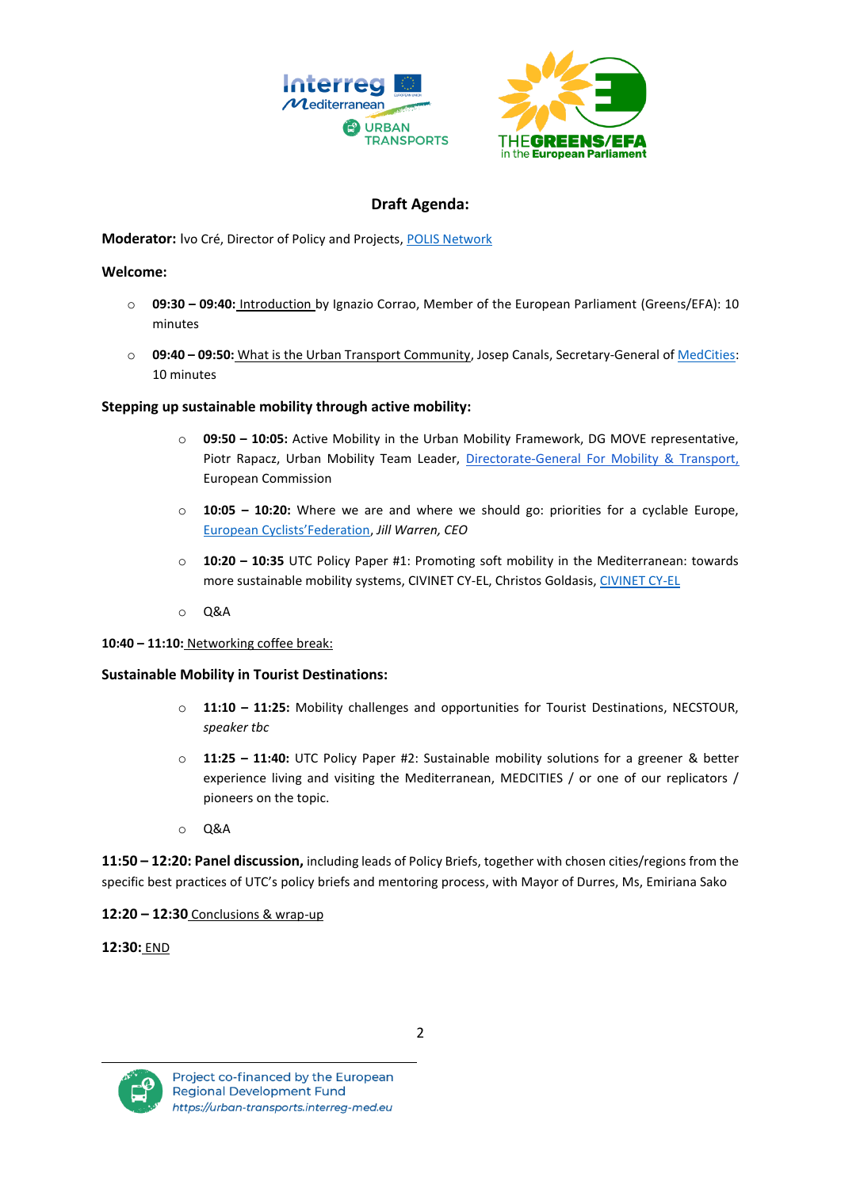## Draft Agenda:

**Moderator:** Ivo Cré, Director of Policy and Projects, POLIS Network

**Welcome:**

- **09:30 – 09:40:** Introduction by Ignazio Corrao, Member of the European Parliament (Greens/EFA): 10 minutes
- **09:40 – 09:50:** What is the Urban Transport Community, Josep Canals, Secretary-General of MedCities: 10 minutes

**Stepping up sustainable mobility through active mobility:**

- **09:50 – 10:05:** Active Mobility in the Urban Mobility Framework, DG MOVE representative, Piotr Rapacz, Urban Mobility Team Leader, Directorate-General For Mobility & Transport, European Commission
- **10:05 – 10:20:** Where we are and where we should go: priorities for a cyclable Europe, European Cyclists'Federation, *Jill Warren, CEO*
- **10:20 – 10:35** UTC Policy Paper #1: Promoting soft mobility in the Mediterranean: towards more sustainable mobility systems, CIVINET CY-EL, Christos Goldasis, CIVINET CY-EL
- Q&A

**10:40 – 11:10:** Networking coffee break:

**Sustainable Mobility in Tourist Destinations:**

- **11:10 – 11:25:** Mobility challenges and opportunities for Tourist Destinations, NECSTOUR, *speaker tbc*
- **11:25 – 11:40:** UTC Policy Paper #2: Sustainable mobility solutions for a greener & better experience living and visiting the Mediterranean, MEDCITIES / or one of our replicators / pioneers on the topic.
- Q&A

**11:50 – 12:20: Panel discussion,** including leads of Policy Briefs, together with chosen cities/regions from the specific best practices of UTC's policy briefs and mentoring process, with Mayor of Durres, Ms, Emiriana Sako

**12:20 – 12:30** Conclusions & wrap-up

**12:30:** END

Project co-financed by the European Regional Development Fund
https://urban-transports.interreg-med.eu